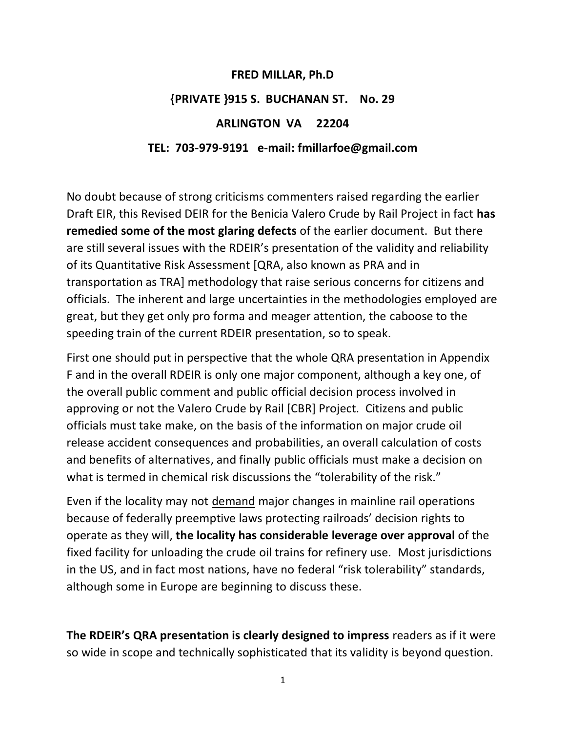**FRED MILLAR, Ph.D**

**{PRIVATE }915 S. BUCHANAN ST. No. 29**

**ARLINGTON VA 22204**

**TEL: 703-979-9191 e-mail: fmillarfoe@gmail.com**

No doubt because of strong criticisms commenters raised regarding the earlier Draft EIR, this Revised DEIR for the Benicia Valero Crude by Rail Project in fact **has remedied some of the most glaring defects** of the earlier document. But there are still several issues with the RDEIR's presentation of the validity and reliability of its Quantitative Risk Assessment [QRA, also known as PRA and in transportation as TRA] methodology that raise serious concerns for citizens and officials. The inherent and large uncertainties in the methodologies employed are great, but they get only pro forma and meager attention, the caboose to the speeding train of the current RDEIR presentation, so to speak.

First one should put in perspective that the whole QRA presentation in Appendix F and in the overall RDEIR is only one major component, although a key one, of the overall public comment and public official decision process involved in approving or not the Valero Crude by Rail [CBR] Project. Citizens and public officials must take make, on the basis of the information on major crude oil release accident consequences and probabilities, an overall calculation of costs and benefits of alternatives, and finally public officials must make a decision on what is termed in chemical risk discussions the "tolerability of the risk."

Even if the locality may not <u>demand</u> major changes in mainline rail operations because of federally preemptive laws protecting railroads' decision rights to operate as they will, **the locality has considerable leverage over approval** of the fixed facility for unloading the crude oil trains for refinery use. Most jurisdictions in the US, and in fact most nations, have no federal "risk tolerability" standards, although some in Europe are beginning to discuss these.

**The RDEIR's QRA presentation is clearly designed to impress** readers as if it were so wide in scope and technically sophisticated that its validity is beyond question.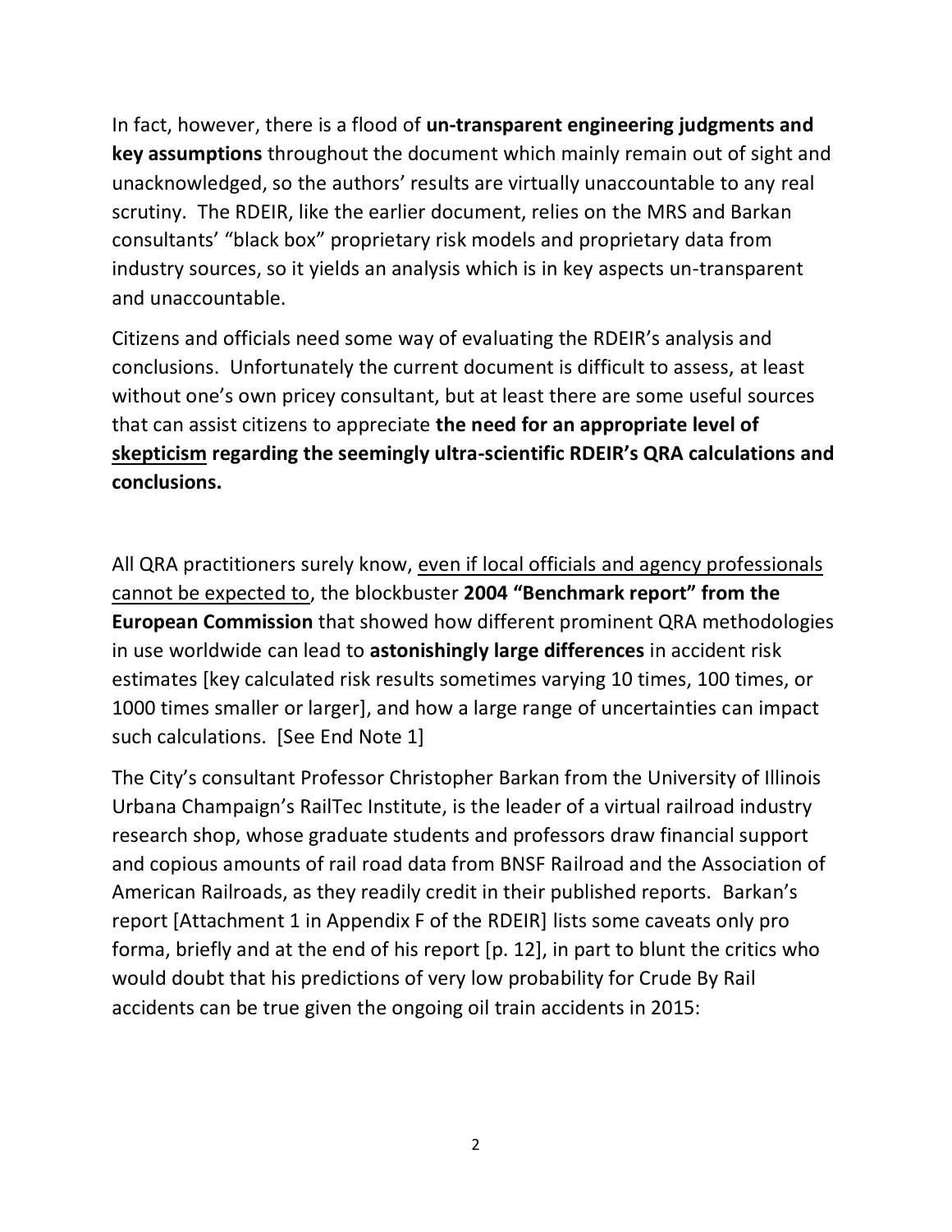In fact, however, there is a flood of **un-transparent engineering judgments and key assumptions** throughout the document which mainly remain out of sight and unacknowledged, so the authors' results are virtually unaccountable to any real scrutiny. The RDEIR, like the earlier document, relies on the MRS and Barkan consultants' "black box" proprietary risk models and proprietary data from industry sources, so it yields an analysis which is in key aspects un-transparent and unaccountable.

Citizens and officials need some way of evaluating the RDEIR's analysis and conclusions. Unfortunately the current document is difficult to assess, at least without one's own pricey consultant, but at least there are some useful sources that can assist citizens to appreciate **the need for an appropriate level of <u>skepticism</u> regarding the seemingly ultra-scientific RDEIR's QRA calculations and conclusions.**

All QRA practitioners surely know, <u>even if local officials and agency professionals cannot be expected to</u>, the blockbuster **2004 "Benchmark report" from the European Commission** that showed how different prominent QRA methodologies in use worldwide can lead to **astonishingly large differences** in accident risk estimates [key calculated risk results sometimes varying 10 times, 100 times, or 1000 times smaller or larger], and how a large range of uncertainties can impact such calculations. [See End Note 1]

The City's consultant Professor Christopher Barkan from the University of Illinois Urbana Champaign's RailTec Institute, is the leader of a virtual railroad industry research shop, whose graduate students and professors draw financial support and copious amounts of rail road data from BNSF Railroad and the Association of American Railroads, as they readily credit in their published reports. Barkan's report [Attachment 1 in Appendix F of the RDEIR] lists some caveats only pro forma, briefly and at the end of his report [p. 12], in part to blunt the critics who would doubt that his predictions of very low probability for Crude By Rail accidents can be true given the ongoing oil train accidents in 2015: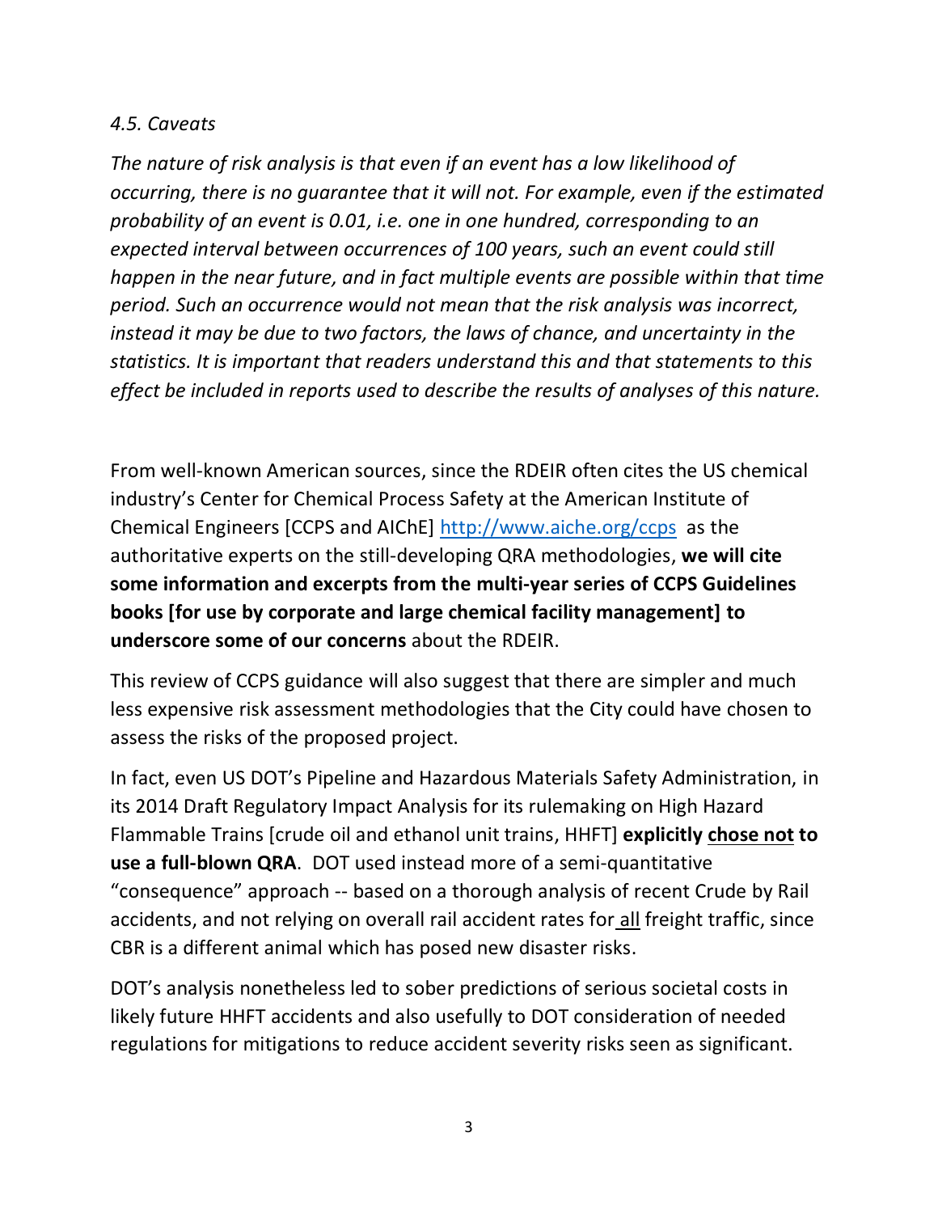*4.5. Caveats*

*The nature of risk analysis is that even if an event has a low likelihood of occurring, there is no guarantee that it will not. For example, even if the estimated probability of an event is 0.01, i.e. one in one hundred, corresponding to an expected interval between occurrences of 100 years, such an event could still happen in the near future, and in fact multiple events are possible within that time period. Such an occurrence would not mean that the risk analysis was incorrect, instead it may be due to two factors, the laws of chance, and uncertainty in the statistics. It is important that readers understand this and that statements to this effect be included in reports used to describe the results of analyses of this nature.*

From well-known American sources, since the RDEIR often cites the US chemical industry's Center for Chemical Process Safety at the American Institute of Chemical Engineers [CCPS and AIChE] http://www.aiche.org/ccps as the authoritative experts on the still-developing QRA methodologies, **we will cite some information and excerpts from the multi-year series of CCPS Guidelines books [for use by corporate and large chemical facility management] to underscore some of our concerns** about the RDEIR.

This review of CCPS guidance will also suggest that there are simpler and much less expensive risk assessment methodologies that the City could have chosen to assess the risks of the proposed project.

In fact, even US DOT's Pipeline and Hazardous Materials Safety Administration, in its 2014 Draft Regulatory Impact Analysis for its rulemaking on High Hazard Flammable Trains [crude oil and ethanol unit trains, HHFT] **explicitly <u>chose not</u> to use a full-blown QRA**. DOT used instead more of a semi-quantitative "consequence" approach -- based on a thorough analysis of recent Crude by Rail accidents, and not relying on overall rail accident rates for <u>all</u> freight traffic, since CBR is a different animal which has posed new disaster risks.

DOT's analysis nonetheless led to sober predictions of serious societal costs in likely future HHFT accidents and also usefully to DOT consideration of needed regulations for mitigations to reduce accident severity risks seen as significant.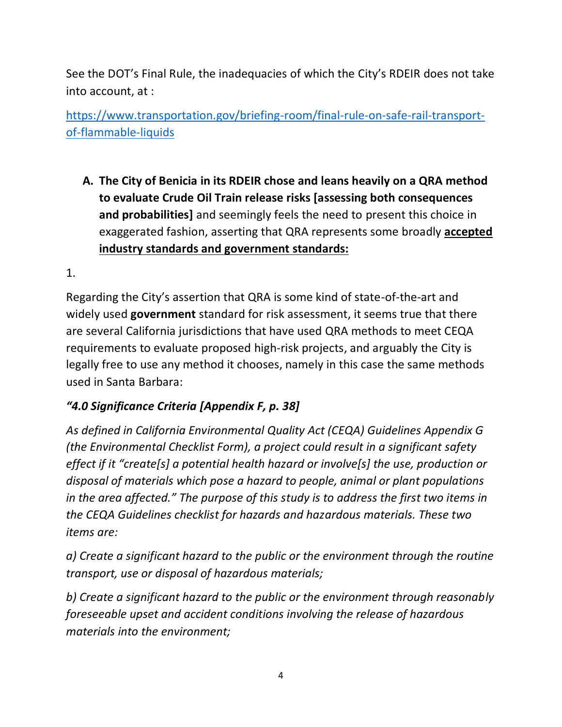See the DOT's Final Rule, the inadequacies of which the City's RDEIR does not take into account, at :

[https://www.transportation.gov/briefing-room/final-rule-on-safe-rail-transport-of-flammable-liquids](https://www.transportation.gov/briefing-room/final-rule-on-safe-rail-transport-of-flammable-liquids)

A. **The City of Benicia in its RDEIR chose and leans heavily on a QRA method to evaluate Crude Oil Train release risks [assessing both consequences and probabilities]** and seemingly feels the need to present this choice in exaggerated fashion, asserting that QRA represents some broadly **accepted industry standards and government standards:**

1.

Regarding the City's assertion that QRA is some kind of state-of-the-art and widely used **government** standard for risk assessment, it seems true that there are several California jurisdictions that have used QRA methods to meet CEQA requirements to evaluate proposed high-risk projects, and arguably the City is legally free to use any method it chooses, namely in this case the same methods used in Santa Barbara:

***"4.0 Significance Criteria [Appendix F, p. 38]***

*As defined in California Environmental Quality Act (CEQA) Guidelines Appendix G (the Environmental Checklist Form), a project could result in a significant safety effect if it "create[s] a potential health hazard or involve[s] the use, production or disposal of materials which pose a hazard to people, animal or plant populations in the area affected." The purpose of this study is to address the first two items in the CEQA Guidelines checklist for hazards and hazardous materials. These two items are:*

*a) Create a significant hazard to the public or the environment through the routine transport, use or disposal of hazardous materials;*

*b) Create a significant hazard to the public or the environment through reasonably foreseeable upset and accident conditions involving the release of hazardous materials into the environment;*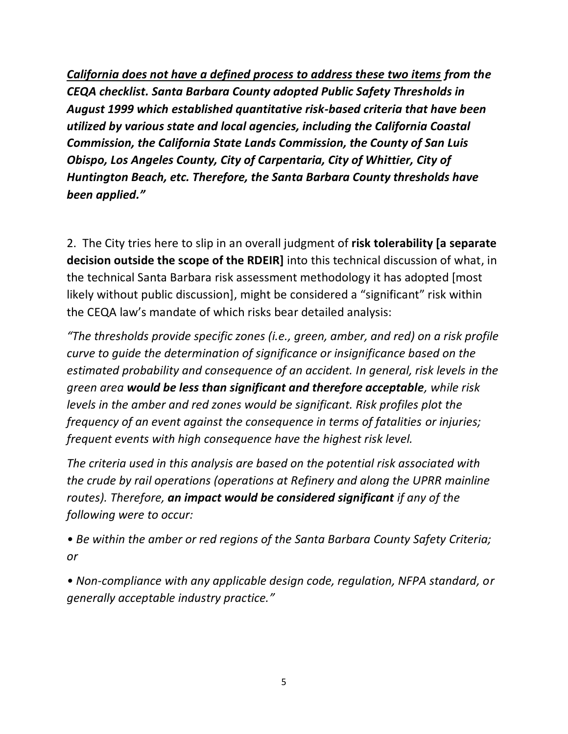***<u>California does not have a defined process to address these two items</u> from the CEQA checklist. Santa Barbara County adopted Public Safety Thresholds in August 1999 which established quantitative risk-based criteria that have been utilized by various state and local agencies, including the California Coastal Commission, the California State Lands Commission, the County of San Luis Obispo, Los Angeles County, City of Carpentaria, City of Whittier, City of Huntington Beach, etc. Therefore, the Santa Barbara County thresholds have been applied."***

2. The City tries here to slip in an overall judgment of **risk tolerability [a separate decision outside the scope of the RDEIR]** into this technical discussion of what, in the technical Santa Barbara risk assessment methodology it has adopted [most likely without public discussion], might be considered a "significant" risk within the CEQA law's mandate of which risks bear detailed analysis:

*"The thresholds provide specific zones (i.e., green, amber, and red) on a risk profile curve to guide the determination of significance or insignificance based on the estimated probability and consequence of an accident. In general, risk levels in the green area **would be less than significant and therefore acceptable**, while risk levels in the amber and red zones would be significant. Risk profiles plot the frequency of an event against the consequence in terms of fatalities or injuries; frequent events with high consequence have the highest risk level.*

*The criteria used in this analysis are based on the potential risk associated with the crude by rail operations (operations at Refinery and along the UPRR mainline routes). Therefore, **an impact would be considered significant** if any of the following were to occur:*

*• Be within the amber or red regions of the Santa Barbara County Safety Criteria; or*

*• Non-compliance with any applicable design code, regulation, NFPA standard, or generally acceptable industry practice."*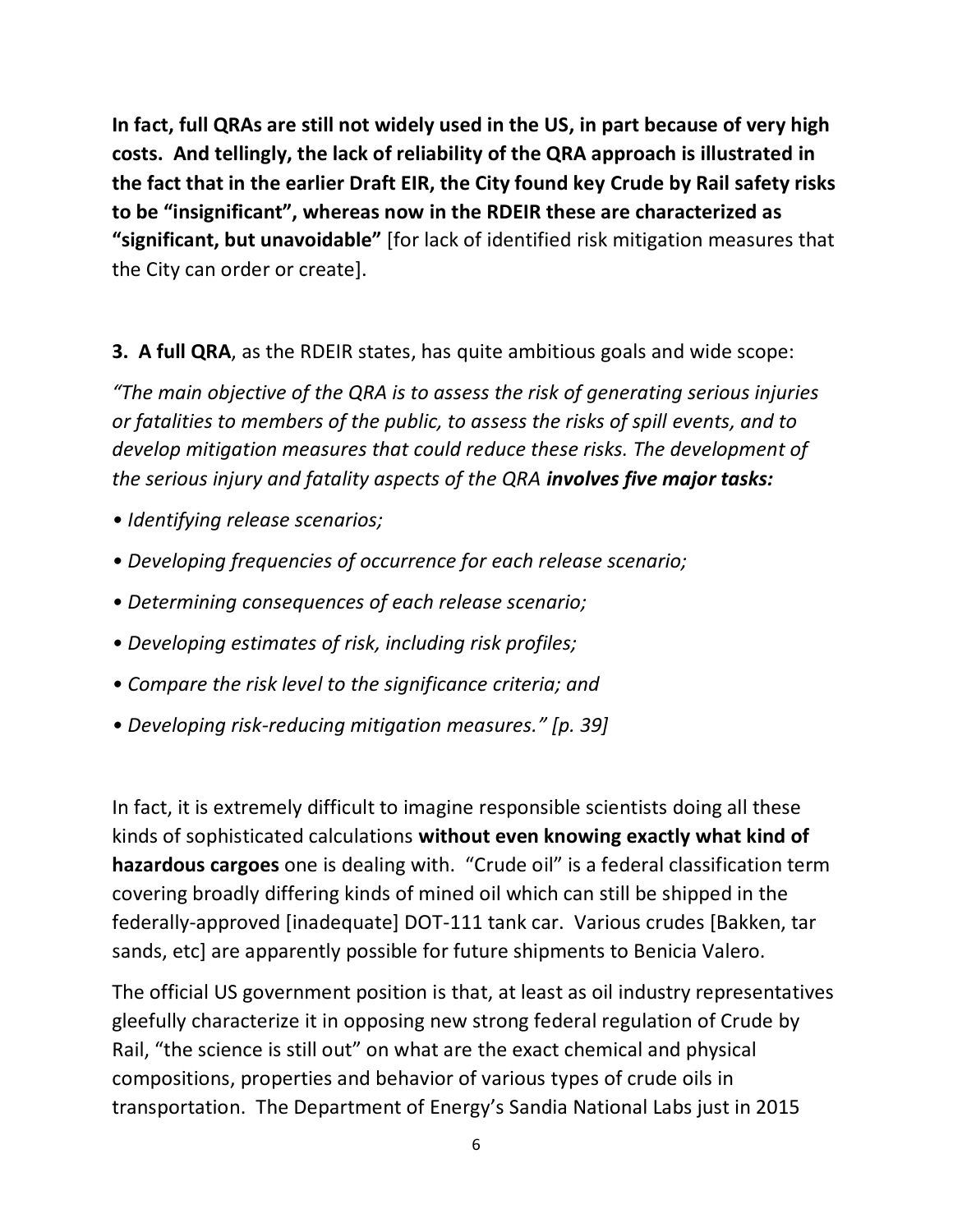**In fact, full QRAs are still not widely used in the US, in part because of very high costs. And tellingly, the lack of reliability of the QRA approach is illustrated in the fact that in the earlier Draft EIR, the City found key Crude by Rail safety risks to be "insignificant", whereas now in the RDEIR these are characterized as "significant, but unavoidable"** [for lack of identified risk mitigation measures that the City can order or create].

**3. A full QRA**, as the RDEIR states, has quite ambitious goals and wide scope:

*"The main objective of the QRA is to assess the risk of generating serious injuries or fatalities to members of the public, to assess the risks of spill events, and to develop mitigation measures that could reduce these risks. The development of the serious injury and fatality aspects of the QRA* ***involves five major tasks:***

- *Identifying release scenarios;*
- *Developing frequencies of occurrence for each release scenario;*
- *Determining consequences of each release scenario;*
- *Developing estimates of risk, including risk profiles;*
- *Compare the risk level to the significance criteria; and*
- *Developing risk-reducing mitigation measures." [p. 39]*

In fact, it is extremely difficult to imagine responsible scientists doing all these kinds of sophisticated calculations **without even knowing exactly what kind of hazardous cargoes** one is dealing with. "Crude oil" is a federal classification term covering broadly differing kinds of mined oil which can still be shipped in the federally-approved [inadequate] DOT-111 tank car. Various crudes [Bakken, tar sands, etc] are apparently possible for future shipments to Benicia Valero.

The official US government position is that, at least as oil industry representatives gleefully characterize it in opposing new strong federal regulation of Crude by Rail, "the science is still out" on what are the exact chemical and physical compositions, properties and behavior of various types of crude oils in transportation. The Department of Energy's Sandia National Labs just in 2015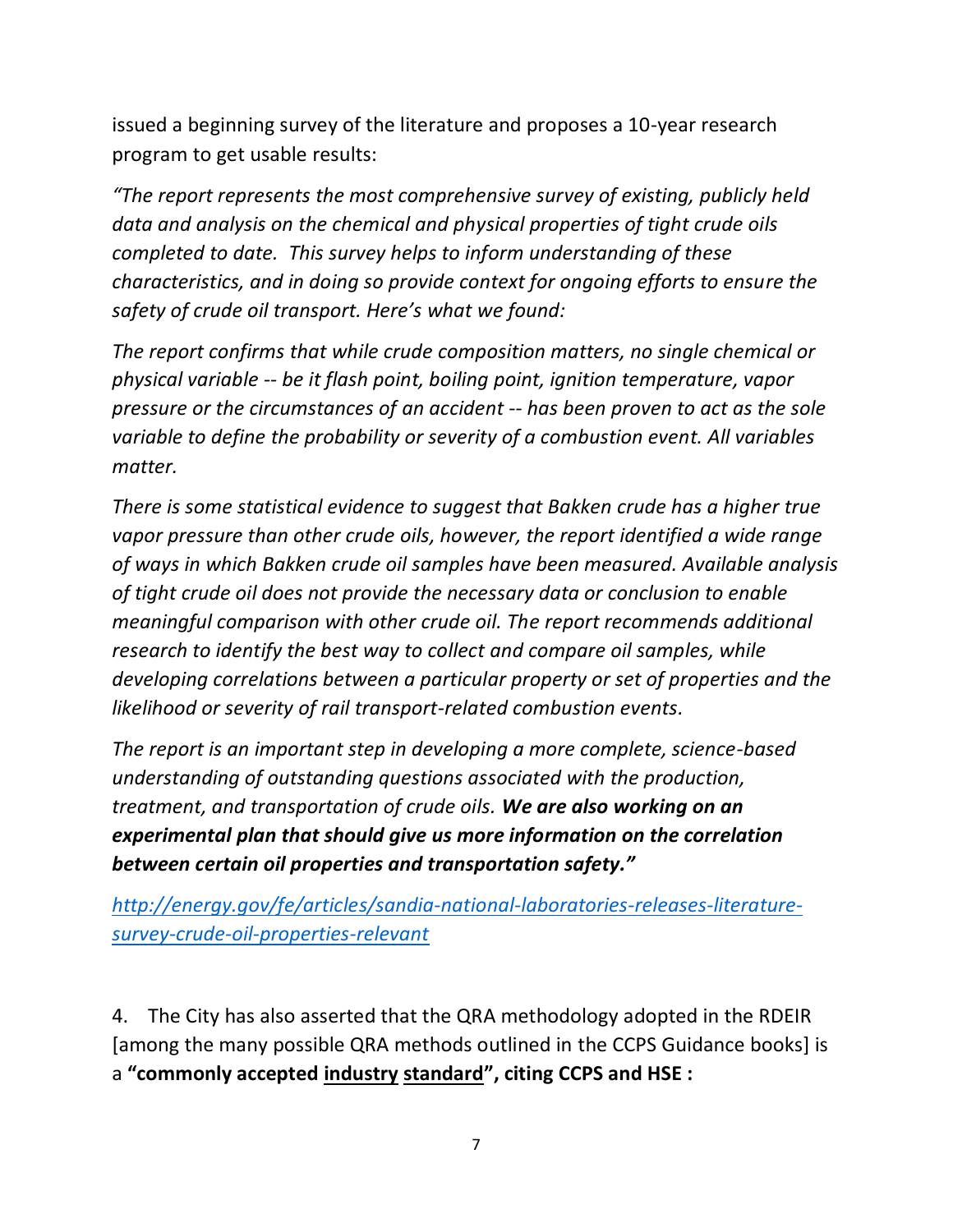issued a beginning survey of the literature and proposes a 10-year research program to get usable results:

*"The report represents the most comprehensive survey of existing, publicly held data and analysis on the chemical and physical properties of tight crude oils completed to date. This survey helps to inform understanding of these characteristics, and in doing so provide context for ongoing efforts to ensure the safety of crude oil transport. Here's what we found:*

*The report confirms that while crude composition matters, no single chemical or physical variable -- be it flash point, boiling point, ignition temperature, vapor pressure or the circumstances of an accident -- has been proven to act as the sole variable to define the probability or severity of a combustion event. All variables matter.*

*There is some statistical evidence to suggest that Bakken crude has a higher true vapor pressure than other crude oils, however, the report identified a wide range of ways in which Bakken crude oil samples have been measured. Available analysis of tight crude oil does not provide the necessary data or conclusion to enable meaningful comparison with other crude oil. The report recommends additional research to identify the best way to collect and compare oil samples, while developing correlations between a particular property or set of properties and the likelihood or severity of rail transport-related combustion events.*

*The report is an important step in developing a more complete, science-based understanding of outstanding questions associated with the production, treatment, and transportation of crude oils.* ***We are also working on an experimental plan that should give us more information on the correlation between certain oil properties and transportation safety."***

[http://energy.gov/fe/articles/sandia-national-laboratories-releases-literature-survey-crude-oil-properties-relevant](http://energy.gov/fe/articles/sandia-national-laboratories-releases-literature-survey-crude-oil-properties-relevant)

4. The City has also asserted that the QRA methodology adopted in the RDEIR [among the many possible QRA methods outlined in the CCPS Guidance books] is a **"commonly accepted <u>industry</u> <u>standard</u>", citing CCPS and HSE :**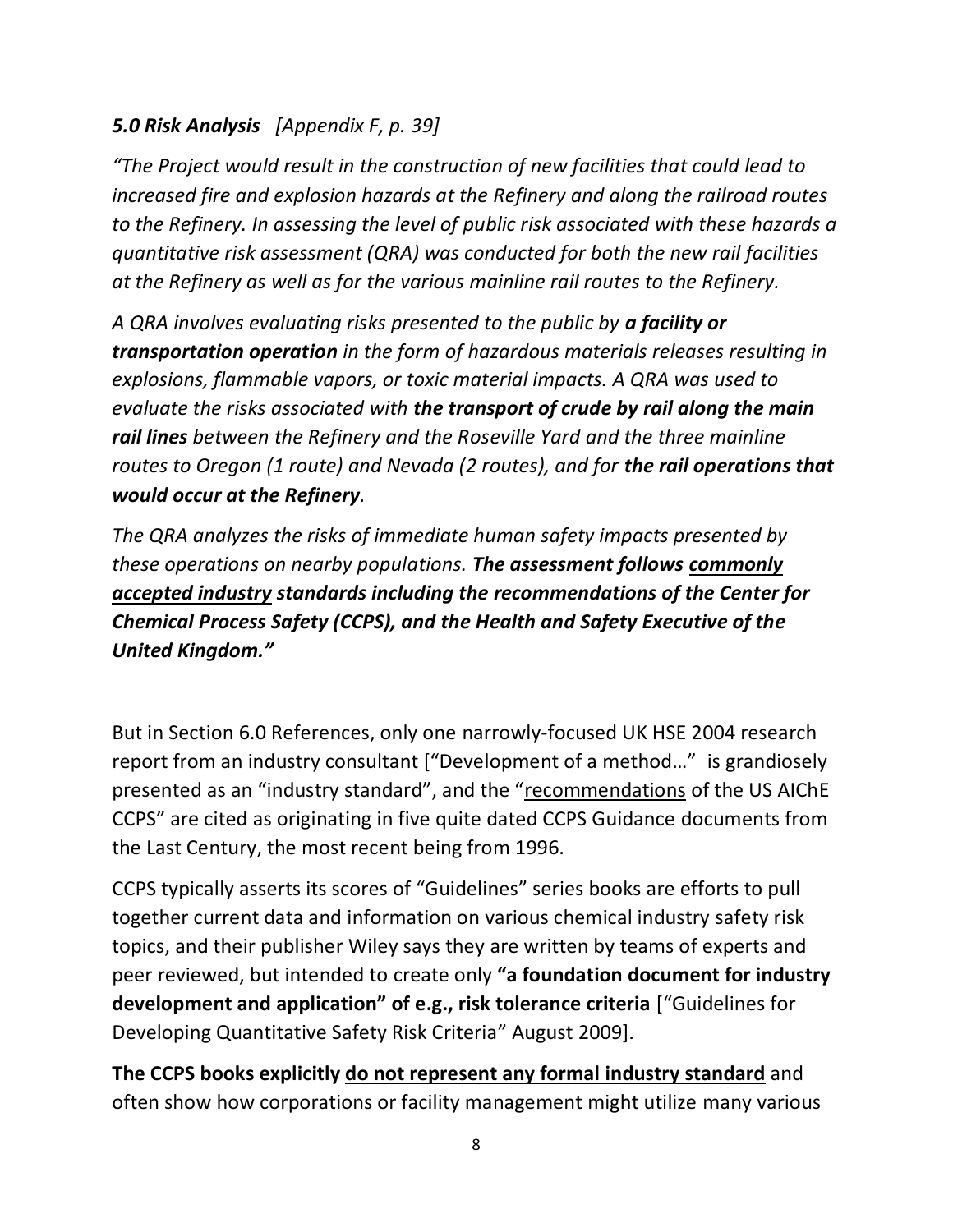***5.0 Risk Analysis** [Appendix F, p. 39]*

*"The Project would result in the construction of new facilities that could lead to increased fire and explosion hazards at the Refinery and along the railroad routes to the Refinery. In assessing the level of public risk associated with these hazards a quantitative risk assessment (QRA) was conducted for both the new rail facilities at the Refinery as well as for the various mainline rail routes to the Refinery.*

*A QRA involves evaluating risks presented to the public by **a facility or transportation operation** in the form of hazardous materials releases resulting in explosions, flammable vapors, or toxic material impacts. A QRA was used to evaluate the risks associated with **the transport of crude by rail along the main rail lines** between the Refinery and the Roseville Yard and the three mainline routes to Oregon (1 route) and Nevada (2 routes), and for **the rail operations that would occur at the Refinery**.*

*The QRA analyzes the risks of immediate human safety impacts presented by these operations on nearby populations. **The assessment follows <u>commonly accepted industry</u> standards including the recommendations of the Center for Chemical Process Safety (CCPS), and the Health and Safety Executive of the United Kingdom."***

But in Section 6.0 References, only one narrowly-focused UK HSE 2004 research report from an industry consultant ["Development of a method…" is grandiosely presented as an "industry standard", and the "<u>recommendations</u> of the US AIChE CCPS" are cited as originating in five quite dated CCPS Guidance documents from the Last Century, the most recent being from 1996.

CCPS typically asserts its scores of "Guidelines" series books are efforts to pull together current data and information on various chemical industry safety risk topics, and their publisher Wiley says they are written by teams of experts and peer reviewed, but intended to create only **"a foundation document for industry development and application" of e.g., risk tolerance criteria** ["Guidelines for Developing Quantitative Safety Risk Criteria" August 2009].

**The CCPS books explicitly <u>do not represent any formal industry standard</u>** and often show how corporations or facility management might utilize many various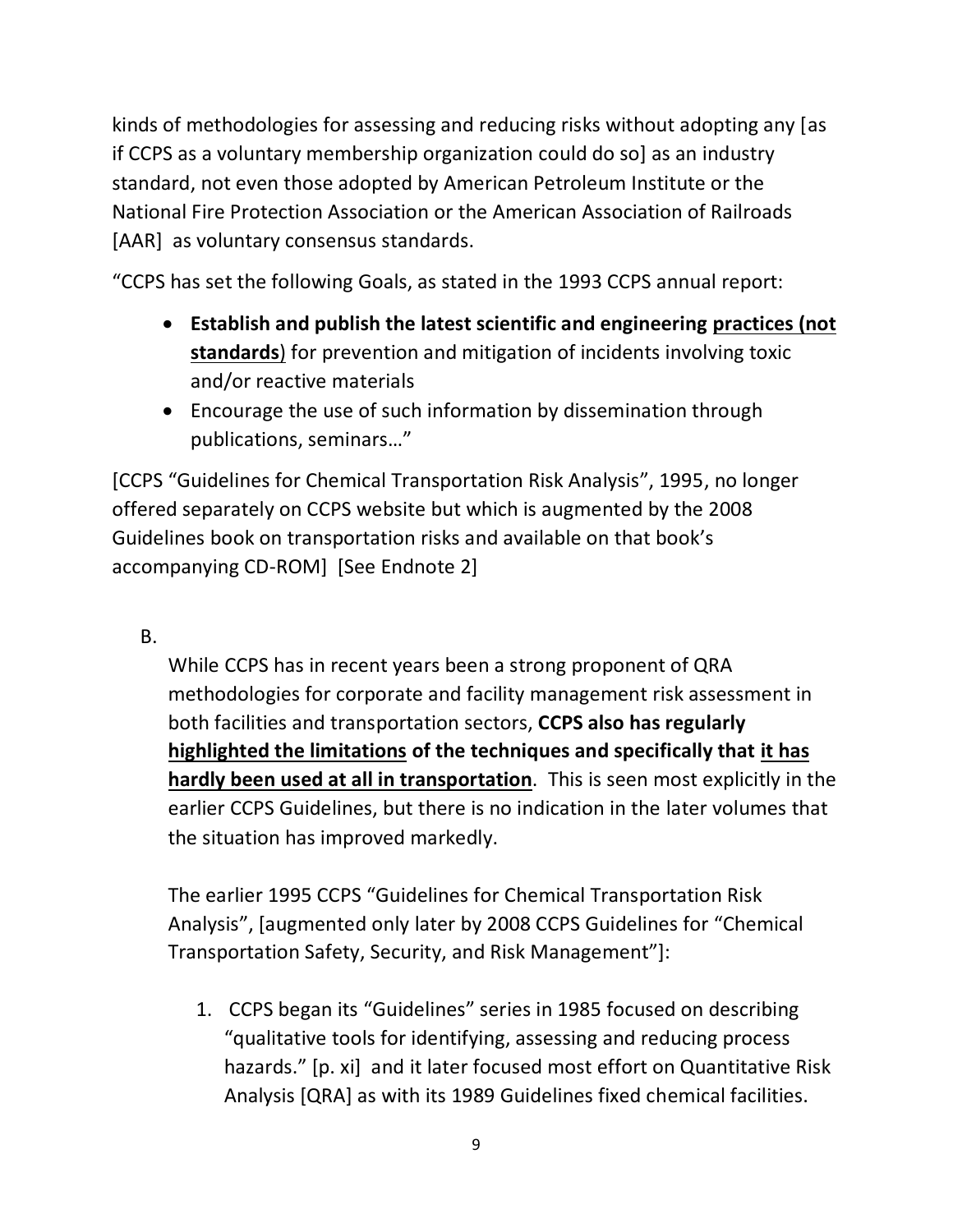kinds of methodologies for assessing and reducing risks without adopting any [as if CCPS as a voluntary membership organization could do so] as an industry standard, not even those adopted by American Petroleum Institute or the National Fire Protection Association or the American Association of Railroads [AAR] as voluntary consensus standards.

"CCPS has set the following Goals, as stated in the 1993 CCPS annual report:

- **Establish and publish the latest scientific and engineering <u>practices (not standards</u>)** for prevention and mitigation of incidents involving toxic and/or reactive materials
- Encourage the use of such information by dissemination through publications, seminars…"

[CCPS "Guidelines for Chemical Transportation Risk Analysis", 1995, no longer offered separately on CCPS website but which is augmented by the 2008 Guidelines book on transportation risks and available on that book's accompanying CD-ROM] [See Endnote 2]

B.

While CCPS has in recent years been a strong proponent of QRA methodologies for corporate and facility management risk assessment in both facilities and transportation sectors, **CCPS also has regularly <u>highlighted the limitations</u> of the techniques and specifically that <u>it has hardly been used at all in transportation</u>**. This is seen most explicitly in the earlier CCPS Guidelines, but there is no indication in the later volumes that the situation has improved markedly.

The earlier 1995 CCPS "Guidelines for Chemical Transportation Risk Analysis", [augmented only later by 2008 CCPS Guidelines for "Chemical Transportation Safety, Security, and Risk Management"]:

1. CCPS began its "Guidelines" series in 1985 focused on describing "qualitative tools for identifying, assessing and reducing process hazards." [p. xi] and it later focused most effort on Quantitative Risk Analysis [QRA] as with its 1989 Guidelines fixed chemical facilities.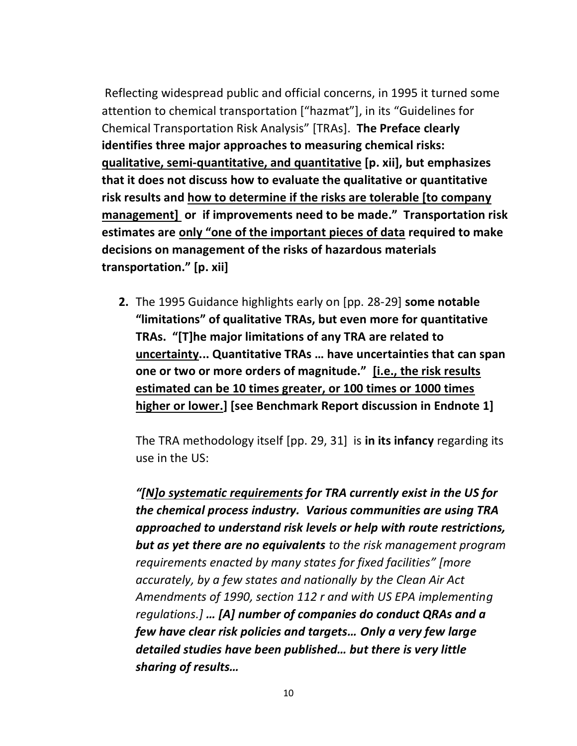Reflecting widespread public and official concerns, in 1995 it turned some attention to chemical transportation ["hazmat"], in its "Guidelines for Chemical Transportation Risk Analysis" [TRAs]. **The Preface clearly identifies three major approaches to measuring chemical risks: <u>qualitative, semi-quantitative, and quantitative</u> [p. xii], but emphasizes that it does not discuss how to evaluate the qualitative or quantitative risk results and <u>how to determine if the risks are tolerable [to company management]</u> or if improvements need to be made." Transportation risk estimates are <u>only "one of the important pieces of data</u> required to make decisions on management of the risks of hazardous materials transportation." [p. xii]**

2. The 1995 Guidance highlights early on [pp. 28-29] **some notable "limitations" of qualitative TRAs, but even more for quantitative TRAs. "[T]he major limitations of any TRA are related to <u>uncertainty</u>... Quantitative TRAs … have uncertainties that can span one or two or more orders of magnitude." <u>[i.e., the risk results estimated can be 10 times greater, or 100 times or 1000 times higher or lower.]</u> [see Benchmark Report discussion in Endnote 1]**

   The TRA methodology itself [pp. 29, 31] is **in its infancy** regarding its use in the US:

   ***"[N]o <u>systematic requirements</u> for TRA currently exist in the US for the chemical process industry. Various communities are using TRA approached to understand risk levels or help with route restrictions, but as yet there are no equivalents*** *to the risk management program requirements enacted by many states for fixed facilities" [more accurately, by a few states and nationally by the Clean Air Act Amendments of 1990, section 112 r and with US EPA implementing regulations.]* ***… [A] number of companies do conduct QRAs and a few have clear risk policies and targets… Only a very few large detailed studies have been published… but there is very little sharing of results…***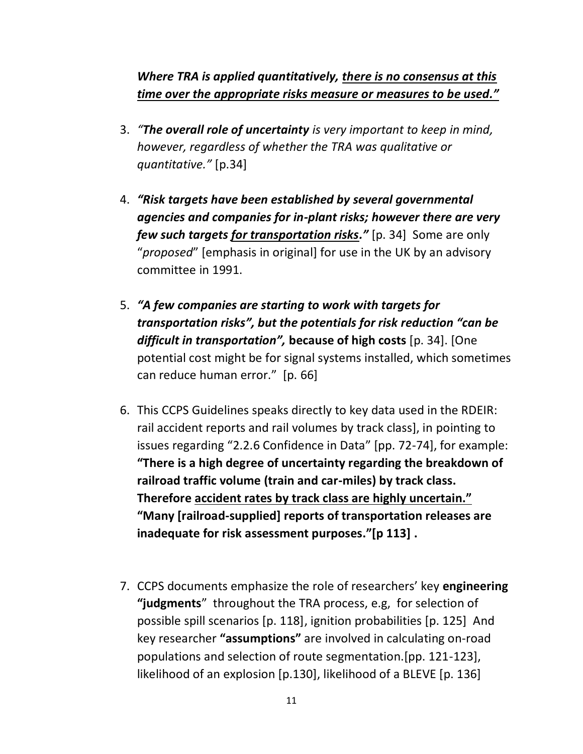***Where TRA is applied quantitatively, <u>there is no consensus at this time over the appropriate risks measure or measures to be used.”</u>***

3. *“**The overall role of uncertainty** is very important to keep in mind, however, regardless of whether the TRA was qualitative or quantitative.”* [p.34]

4. ***“Risk targets have been established by several governmental agencies and companies for in-plant risks; however there are very few such targets <u>for transportation risks</u>.”*** [p. 34] Some are only “*proposed*” [emphasis in original] for use in the UK by an advisory committee in 1991.

5. ***“A few companies are starting to work with targets for transportation risks”, but the potentials for risk reduction “can be difficult in transportation”,*** **because of high costs** [p. 34]. [One potential cost might be for signal systems installed, which sometimes can reduce human error.” [p. 66]

6. This CCPS Guidelines speaks directly to key data used in the RDEIR: rail accident reports and rail volumes by track class], in pointing to issues regarding “2.2.6 Confidence in Data” [pp. 72-74], for example: **“There is a high degree of uncertainty regarding the breakdown of railroad traffic volume (train and car-miles) by track class. Therefore <u>accident rates by track class are highly uncertain.”</u> “Many [railroad-supplied] reports of transportation releases are inadequate for risk assessment purposes.”[p 113] .**

7. CCPS documents emphasize the role of researchers’ key **engineering “judgments**” throughout the TRA process, e.g, for selection of possible spill scenarios [p. 118], ignition probabilities [p. 125] And key researcher **“assumptions”** are involved in calculating on-road populations and selection of route segmentation.[pp. 121-123], likelihood of an explosion [p.130], likelihood of a BLEVE [p. 136]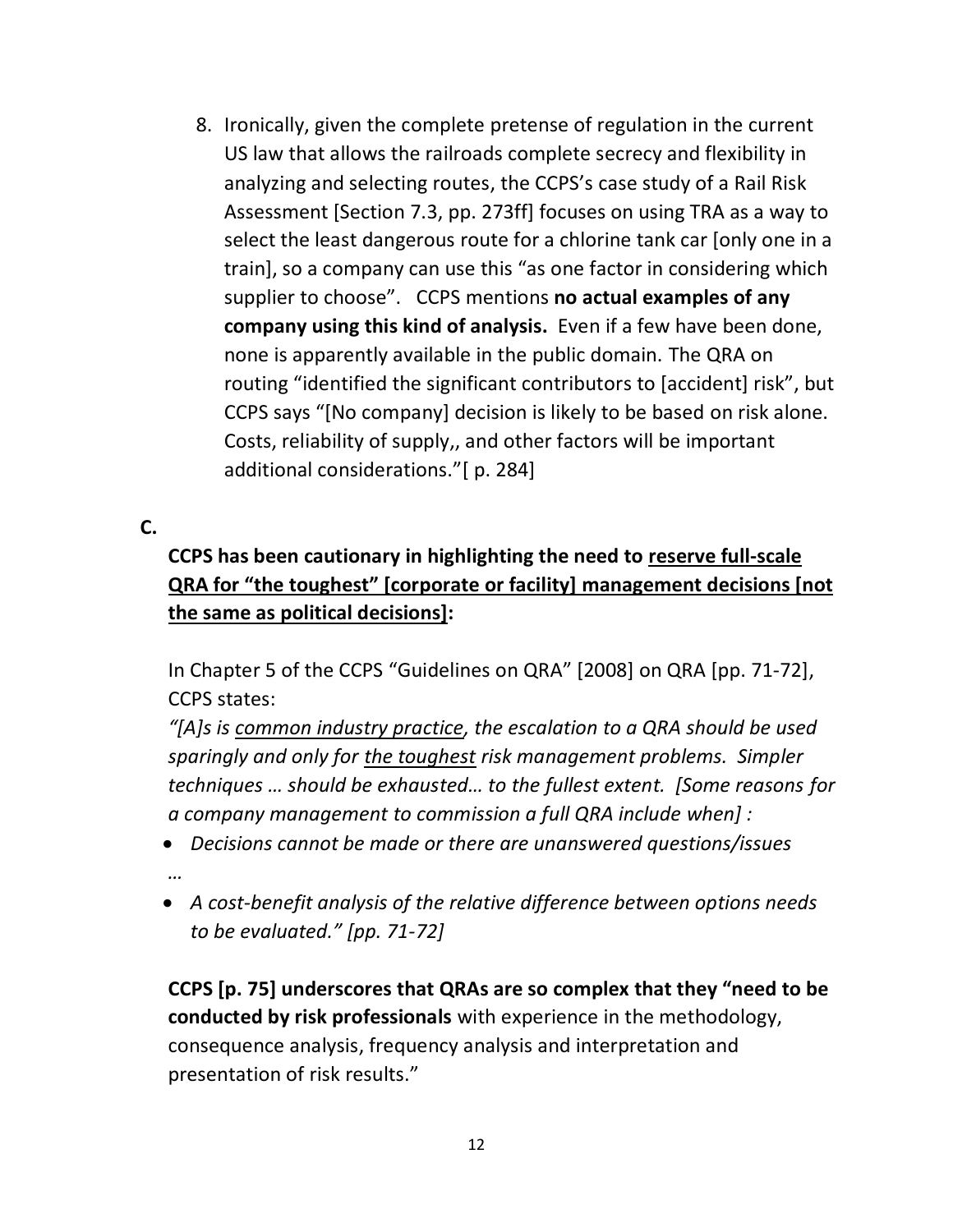8. Ironically, given the complete pretense of regulation in the current US law that allows the railroads complete secrecy and flexibility in analyzing and selecting routes, the CCPS's case study of a Rail Risk Assessment [Section 7.3, pp. 273ff] focuses on using TRA as a way to select the least dangerous route for a chlorine tank car [only one in a train], so a company can use this "as one factor in considering which supplier to choose". CCPS mentions **no actual examples of any company using this kind of analysis.** Even if a few have been done, none is apparently available in the public domain. The QRA on routing "identified the significant contributors to [accident] risk", but CCPS says "[No company] decision is likely to be based on risk alone. Costs, reliability of supply,, and other factors will be important additional considerations."[ p. 284]

**C.**

**CCPS has been cautionary in highlighting the need to <u>reserve full-scale QRA for "the toughest" [corporate or facility] management decisions [not the same as political decisions]</u>:**

In Chapter 5 of the CCPS "Guidelines on QRA" [2008] on QRA [pp. 71-72], CCPS states:

*"[A]s is <u>common industry practice</u>, the escalation to a QRA should be used sparingly and only for <u>the toughest</u> risk management problems. Simpler techniques … should be exhausted… to the fullest extent. [Some reasons for a company management to commission a full QRA include when] :*

- *Decisions cannot be made or there are unanswered questions/issues*

*…*

- *A cost-benefit analysis of the relative difference between options needs to be evaluated." [pp. 71-72]*

**CCPS [p. 75] underscores that QRAs are so complex that they "need to be conducted by risk professionals** with experience in the methodology, consequence analysis, frequency analysis and interpretation and presentation of risk results."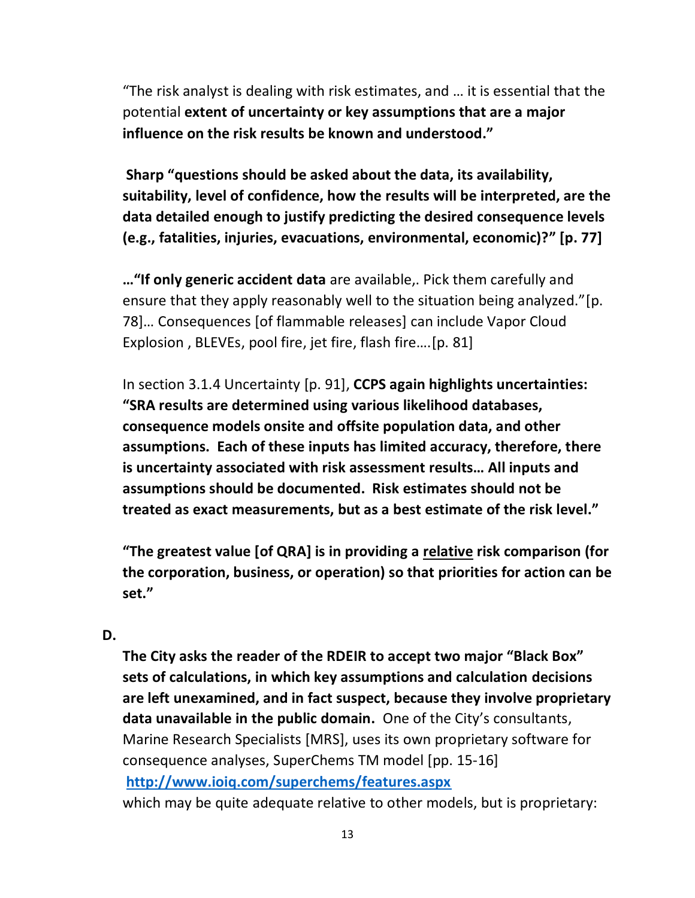"The risk analyst is dealing with risk estimates, and … it is essential that the potential **extent of uncertainty or key assumptions that are a major influence on the risk results be known and understood."**

**Sharp "questions should be asked about the data, its availability, suitability, level of confidence, how the results will be interpreted, are the data detailed enough to justify predicting the desired consequence levels (e.g., fatalities, injuries, evacuations, environmental, economic)?" [p. 77]**

**…"If only generic accident data** are available,. Pick them carefully and ensure that they apply reasonably well to the situation being analyzed."[p. 78]… Consequences [of flammable releases] can include Vapor Cloud Explosion , BLEVEs, pool fire, jet fire, flash fire….[p. 81]

In section 3.1.4 Uncertainty [p. 91], **CCPS again highlights uncertainties: "SRA results are determined using various likelihood databases, consequence models onsite and offsite population data, and other assumptions. Each of these inputs has limited accuracy, therefore, there is uncertainty associated with risk assessment results… All inputs and assumptions should be documented. Risk estimates should not be treated as exact measurements, but as a best estimate of the risk level."**

**"The greatest value [of QRA] is in providing a <u>relative</u> risk comparison (for the corporation, business, or operation) so that priorities for action can be set."**

**D.**

**The City asks the reader of the RDEIR to accept two major "Black Box" sets of calculations, in which key assumptions and calculation decisions are left unexamined, and in fact suspect, because they involve proprietary data unavailable in the public domain.** One of the City's consultants, Marine Research Specialists [MRS], uses its own proprietary software for consequence analyses, SuperChems TM model [pp. 15-16] **http://www.ioiq.com/superchems/features.aspx** which may be quite adequate relative to other models, but is proprietary: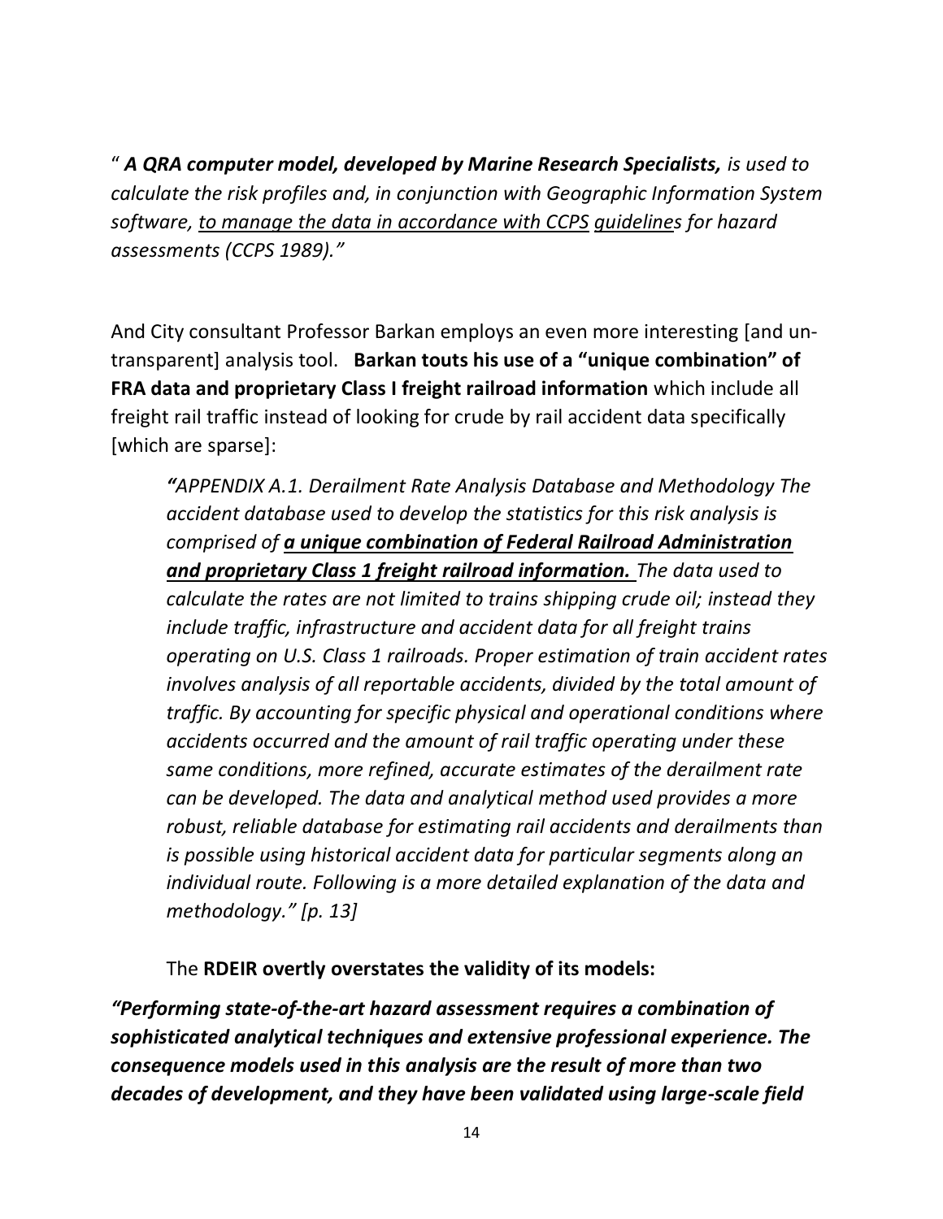" ***A QRA computer model, developed by Marine Research Specialists,*** *is used to calculate the risk profiles and, in conjunction with Geographic Information System software, <u>to manage the data in accordance with CCPS</u> <u>guideline</u>s for hazard assessments (CCPS 1989)."*

And City consultant Professor Barkan employs an even more interesting [and un-transparent] analysis tool. **Barkan touts his use of a "unique combination" of FRA data and proprietary Class I freight railroad information** which include all freight rail traffic instead of looking for crude by rail accident data specifically [which are sparse]:

> ***"****APPENDIX A.1. Derailment Rate Analysis Database and Methodology The accident database used to develop the statistics for this risk analysis is comprised of* ***<u>a unique combination of Federal Railroad Administration and proprietary Class 1 freight railroad information.</u>*** *The data used to calculate the rates are not limited to trains shipping crude oil; instead they include traffic, infrastructure and accident data for all freight trains operating on U.S. Class 1 railroads. Proper estimation of train accident rates involves analysis of all reportable accidents, divided by the total amount of traffic. By accounting for specific physical and operational conditions where accidents occurred and the amount of rail traffic operating under these same conditions, more refined, accurate estimates of the derailment rate can be developed. The data and analytical method used provides a more robust, reliable database for estimating rail accidents and derailments than is possible using historical accident data for particular segments along an individual route. Following is a more detailed explanation of the data and methodology." [p. 13]*

The **RDEIR overtly overstates the validity of its models:**

***"Performing state-of-the-art hazard assessment requires a combination of sophisticated analytical techniques and extensive professional experience. The consequence models used in this analysis are the result of more than two decades of development, and they have been validated using large-scale field***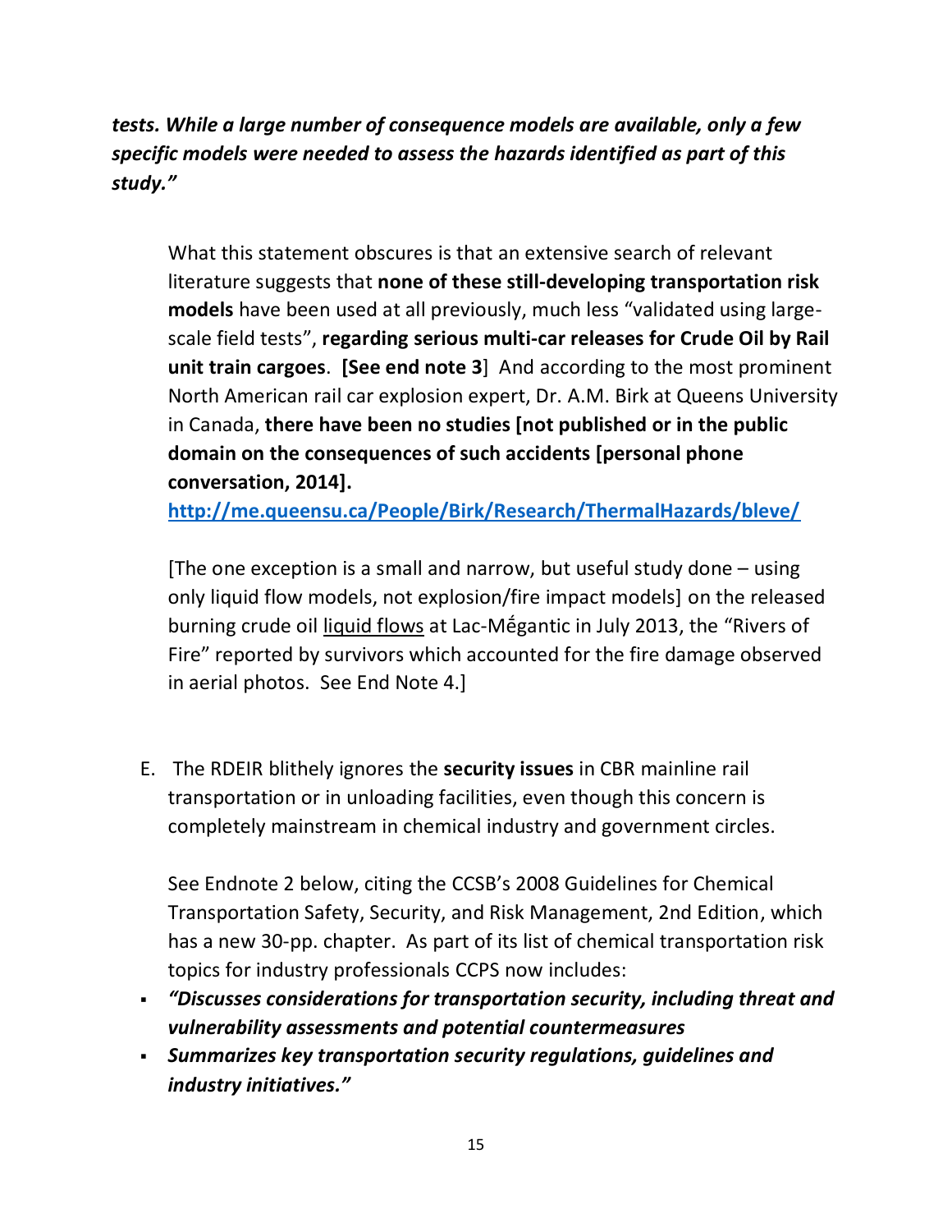***tests. While a large number of consequence models are available, only a few specific models were needed to assess the hazards identified as part of this study."***

What this statement obscures is that an extensive search of relevant literature suggests that **none of these still-developing transportation risk models** have been used at all previously, much less "validated using large-scale field tests", **regarding serious multi-car releases for Crude Oil by Rail unit train cargoes**. **[See end note 3]** And according to the most prominent North American rail car explosion expert, Dr. A.M. Birk at Queens University in Canada, **there have been no studies [not published or in the public domain on the consequences of such accidents [personal phone conversation, 2014].**

**http://me.queensu.ca/People/Birk/Research/ThermalHazards/bleve/**

[The one exception is a small and narrow, but useful study done – using only liquid flow models, not explosion/fire impact models] on the released burning crude oil <u>liquid flows</u> at Lac-Mégantic in July 2013, the "Rivers of Fire" reported by survivors which accounted for the fire damage observed in aerial photos. See End Note 4.]

E. The RDEIR blithely ignores the **security issues** in CBR mainline rail transportation or in unloading facilities, even though this concern is completely mainstream in chemical industry and government circles.

See Endnote 2 below, citing the CCSB's 2008 Guidelines for Chemical Transportation Safety, Security, and Risk Management, 2nd Edition, which has a new 30-pp. chapter. As part of its list of chemical transportation risk topics for industry professionals CCPS now includes:

- ***"Discusses considerations for transportation security, including threat and vulnerability assessments and potential countermeasures***
- ***Summarizes key transportation security regulations, guidelines and industry initiatives."***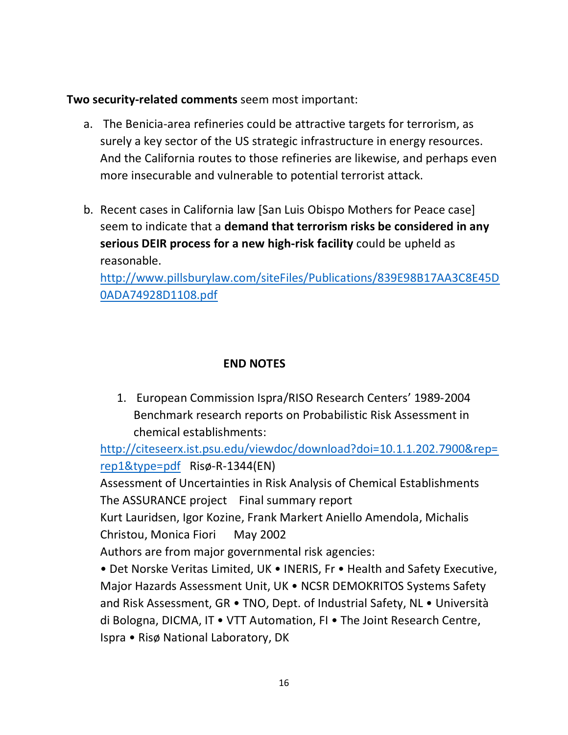**Two security-related comments** seem most important:

a. The Benicia-area refineries could be attractive targets for terrorism, as surely a key sector of the US strategic infrastructure in energy resources. And the California routes to those refineries are likewise, and perhaps even more insecurable and vulnerable to potential terrorist attack.

b. Recent cases in California law [San Luis Obispo Mothers for Peace case] seem to indicate that a **demand that terrorism risks be considered in any serious DEIR process for a new high-risk facility** could be upheld as reasonable.
[http://www.pillsburylaw.com/siteFiles/Publications/839E98B17AA3C8E45D0ADA74928D1108.pdf](http://www.pillsburylaw.com/siteFiles/Publications/839E98B17AA3C8E45D0ADA74928D1108.pdf)

## END NOTES

1. European Commission Ispra/RISO Research Centers' 1989-2004 Benchmark research reports on Probabilistic Risk Assessment in chemical establishments:

[http://citeseerx.ist.psu.edu/viewdoc/download?doi=10.1.1.202.7900&rep=rep1&type=pdf](http://citeseerx.ist.psu.edu/viewdoc/download?doi=10.1.1.202.7900&rep=rep1&type=pdf) Risø-R-1344(EN)
Assessment of Uncertainties in Risk Analysis of Chemical Establishments
The ASSURANCE project Final summary report
Kurt Lauridsen, Igor Kozine, Frank Markert Aniello Amendola, Michalis Christou, Monica Fiori May 2002
Authors are from major governmental risk agencies:
• Det Norske Veritas Limited, UK • INERIS, Fr • Health and Safety Executive, Major Hazards Assessment Unit, UK • NCSR DEMOKRITOS Systems Safety and Risk Assessment, GR • TNO, Dept. of Industrial Safety, NL • Università di Bologna, DICMA, IT • VTT Automation, FI • The Joint Research Centre, Ispra • Risø National Laboratory, DK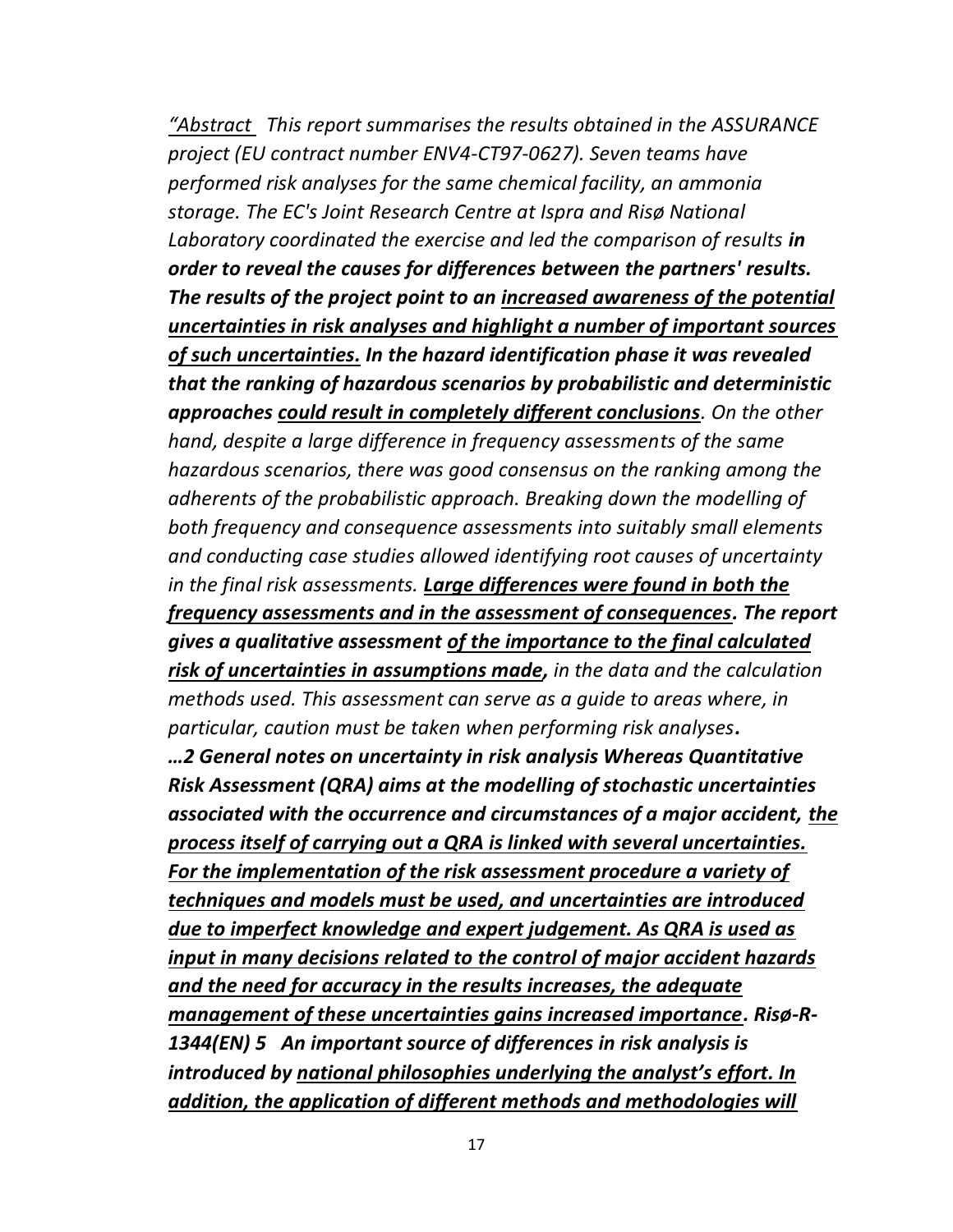*"<u>Abstract</u>  This report summarises the results obtained in the ASSURANCE project (EU contract number ENV4-CT97-0627). Seven teams have performed risk analyses for the same chemical facility, an ammonia storage. The EC's Joint Research Centre at Ispra and Risø National Laboratory coordinated the exercise and led the comparison of results* ***in order to reveal the causes for differences between the partners' results. The results of the project point to an <u>increased awareness of the potential uncertainties in risk analyses and highlight a number of important sources of such uncertainties.</u> In the hazard identification phase it was revealed that the ranking of hazardous scenarios by probabilistic and deterministic approaches <u>could result in completely different conclusions</u>****. On the other hand, despite a large difference in frequency assessments of the same hazardous scenarios, there was good consensus on the ranking among the adherents of the probabilistic approach. Breaking down the modelling of both frequency and consequence assessments into suitably small elements and conducting case studies allowed identifying root causes of uncertainty in the final risk assessments.* ***<u>Large differences were found in both the frequency assessments and in the assessment of consequences</u>. The report gives a qualitative assessment <u>of the importance to the final calculated risk of uncertainties in assumptions made</u>,*** *in the data and the calculation methods used. This assessment can serve as a guide to areas where, in particular, caution must be taken when performing risk analyses****.***

***…2 General notes on uncertainty in risk analysis Whereas Quantitative Risk Assessment (QRA) aims at the modelling of stochastic uncertainties associated with the occurrence and circumstances of a major accident, <u>the process itself of carrying out a QRA is linked with several uncertainties. For the implementation of the risk assessment procedure a variety of techniques and models must be used, and uncertainties are introduced due to imperfect knowledge and expert judgement. As QRA is used as input in many decisions related to the control of major accident hazards and the need for accuracy in the results increases, the adequate management of these uncertainties gains increased importance</u>. Risø-R-1344(EN) 5   An important source of differences in risk analysis is introduced by <u>national philosophies underlying the analyst's effort. In addition, the application of different methods and methodologies will</u>***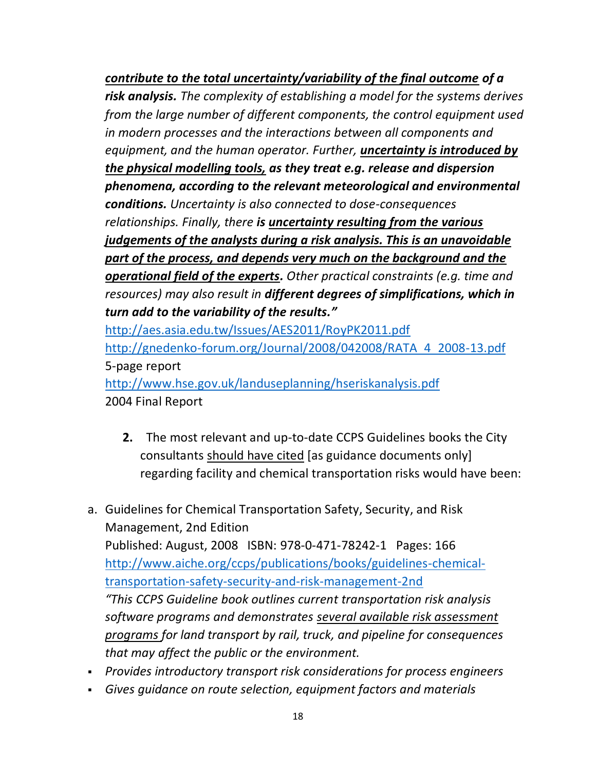***contribute to the total uncertainty/variability of the final outcome of a risk analysis.*** *The complexity of establishing a model for the systems derives from the large number of different components, the control equipment used in modern processes and the interactions between all components and equipment, and the human operator. Further,* ***uncertainty is introduced by the physical modelling tools, as they treat e.g. release and dispersion phenomena, according to the relevant meteorological and environmental conditions.*** *Uncertainty is also connected to dose-consequences relationships. Finally, there* ***is uncertainty resulting from the various judgements of the analysts during a risk analysis. This is an unavoidable part of the process, and depends very much on the background and the operational field of the experts.*** *Other practical constraints (e.g. time and resources) may also result in* ***different degrees of simplifications, which in turn add to the variability of the results."***

http://aes.asia.edu.tw/Issues/AES2011/RoyPK2011.pdf
http://gnedenko-forum.org/Journal/2008/042008/RATA_4_2008-13.pdf
5-page report
http://www.hse.gov.uk/landuseplanning/hseriskanalysis.pdf
2004 Final Report

**2.** The most relevant and up-to-date CCPS Guidelines books the City consultants should have cited [as guidance documents only] regarding facility and chemical transportation risks would have been:

a. Guidelines for Chemical Transportation Safety, Security, and Risk Management, 2nd Edition
Published: August, 2008 ISBN: 978-0-471-78242-1 Pages: 166
http://www.aiche.org/ccps/publications/books/guidelines-chemical-transportation-safety-security-and-risk-management-2nd
*"This CCPS Guideline book outlines current transportation risk analysis software programs and demonstrates several available risk assessment programs for land transport by rail, truck, and pipeline for consequences that may affect the public or the environment.*

- *Provides introductory transport risk considerations for process engineers*
- *Gives guidance on route selection, equipment factors and materials*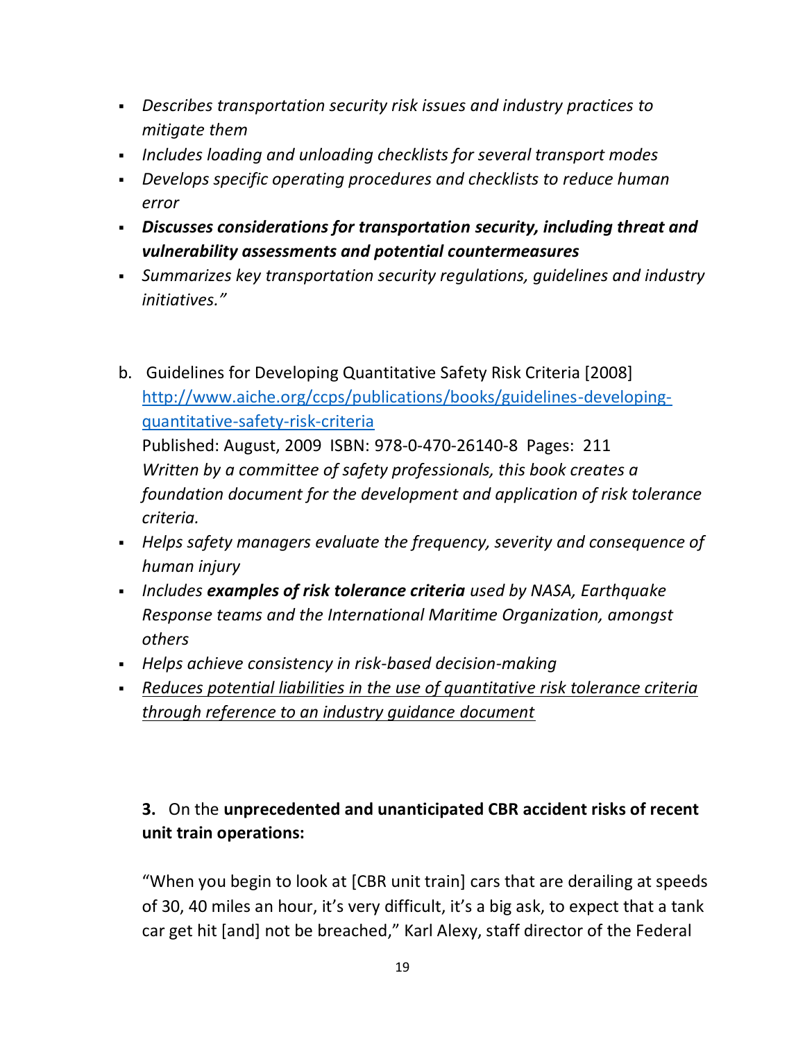- *Describes transportation security risk issues and industry practices to mitigate them*
- *Includes loading and unloading checklists for several transport modes*
- *Develops specific operating procedures and checklists to reduce human error*
- ***Discusses considerations for transportation security, including threat and vulnerability assessments and potential countermeasures***
- *Summarizes key transportation security regulations, guidelines and industry initiatives."*

b. Guidelines for Developing Quantitative Safety Risk Criteria [2008] [http://www.aiche.org/ccps/publications/books/guidelines-developing-quantitative-safety-risk-criteria](http://www.aiche.org/ccps/publications/books/guidelines-developing-quantitative-safety-risk-criteria)
Published: August, 2009 ISBN: 978-0-470-26140-8 Pages: 211
*Written by a committee of safety professionals, this book creates a foundation document for the development and application of risk tolerance criteria.*

- *Helps safety managers evaluate the frequency, severity and consequence of human injury*
- *Includes* ***examples of risk tolerance criteria*** *used by NASA, Earthquake Response teams and the International Maritime Organization, amongst others*
- *Helps achieve consistency in risk-based decision-making*
- <u>*Reduces potential liabilities in the use of quantitative risk tolerance criteria through reference to an industry guidance document*</u>

**3.** On the **unprecedented and unanticipated CBR accident risks of recent unit train operations:**

"When you begin to look at [CBR unit train] cars that are derailing at speeds of 30, 40 miles an hour, it's very difficult, it's a big ask, to expect that a tank car get hit [and] not be breached," Karl Alexy, staff director of the Federal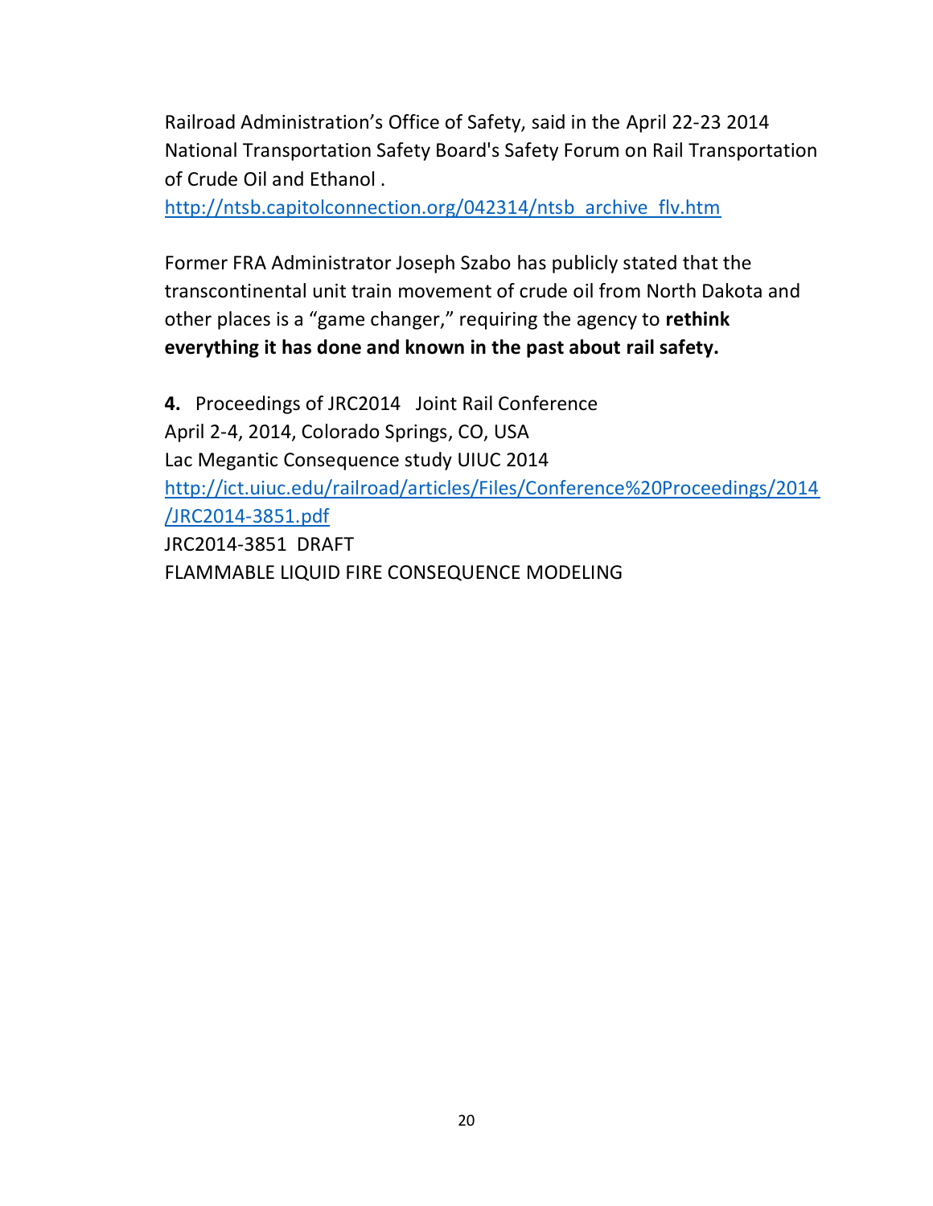Railroad Administration's Office of Safety, said in the April 22-23 2014 National Transportation Safety Board's Safety Forum on Rail Transportation of Crude Oil and Ethanol .
http://ntsb.capitolconnection.org/042314/ntsb_archive_flv.htm

Former FRA Administrator Joseph Szabo has publicly stated that the transcontinental unit train movement of crude oil from North Dakota and other places is a "game changer," requiring the agency to **rethink everything it has done and known in the past about rail safety.**

**4.** Proceedings of JRC2014 Joint Rail Conference
April 2-4, 2014, Colorado Springs, CO, USA
Lac Megantic Consequence study UIUC 2014
http://ict.uiuc.edu/railroad/articles/Files/Conference%20Proceedings/2014/JRC2014-3851.pdf
JRC2014-3851 DRAFT
FLAMMABLE LIQUID FIRE CONSEQUENCE MODELING